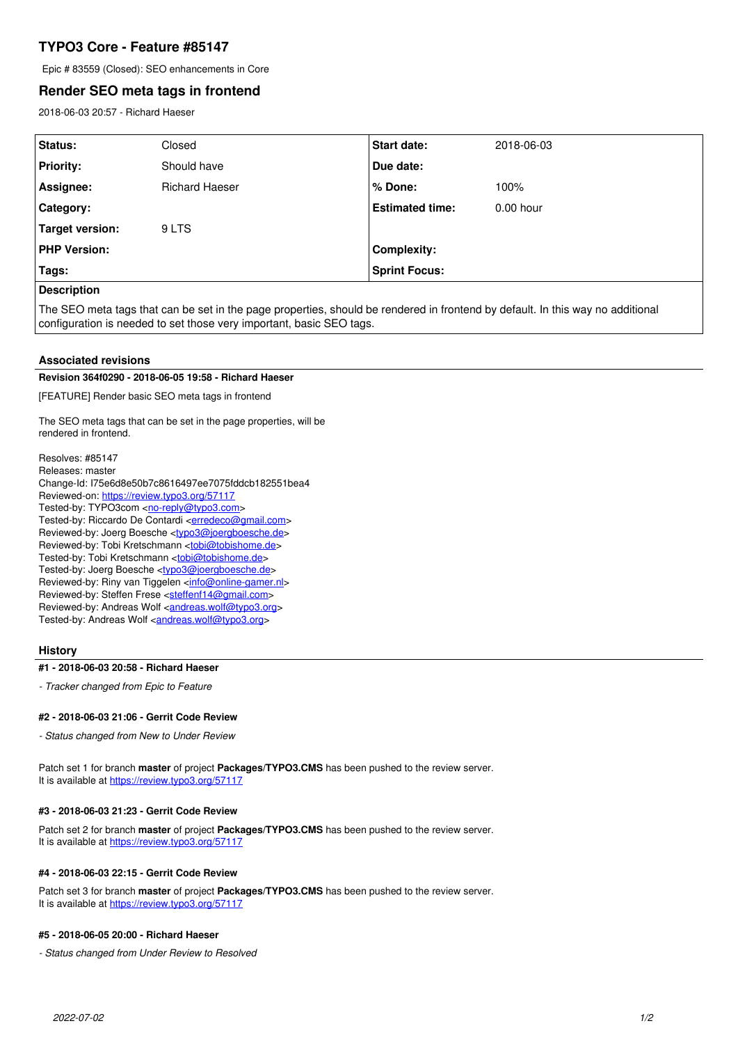# TYPO3 Core - Feature #85147

Epic # 83559 (Closed): SEO enhancements in Core

## Render SEO meta tags in frontend

2018-06-03 20:57 - Richard Haeser

| Status: | Closed | Start date: | 2018-06-03 |
|---|---|---|---|
| Priority: | Should have | Due date: | |
| Assignee: | Richard Haeser | % Done: | 100% |
| Category: | | Estimated time: | 0.00 hour |
| Target version: | 9 LTS | | |
| PHP Version: | | Complexity: | |
| Tags: | | Sprint Focus: | |

**Description**

The SEO meta tags that can be set in the page properties, should be rendered in frontend by default. In this way no additional configuration is needed to set those very important, basic SEO tags.

### Associated revisions

**Revision 364f0290 - 2018-06-05 19:58 - Richard Haeser**

[FEATURE] Render basic SEO meta tags in frontend

The SEO meta tags that can be set in the page properties, will be rendered in frontend.

Resolves: #85147
Releases: master
Change-Id: I75e6d8e50b7c8616497ee7075fddcb182551bea4
Reviewed-on: https://review.typo3.org/57117
Tested-by: TYPO3com <no-reply@typo3.com>
Tested-by: Riccardo De Contardi <erredeco@gmail.com>
Reviewed-by: Joerg Boesche <typo3@joergboesche.de>
Reviewed-by: Tobi Kretschmann <tobi@tobishome.de>
Tested-by: Tobi Kretschmann <tobi@tobishome.de>
Tested-by: Joerg Boesche <typo3@joergboesche.de>
Reviewed-by: Riny van Tiggelen <info@online-gamer.nl>
Reviewed-by: Steffen Frese <steffenf14@gmail.com>
Reviewed-by: Andreas Wolf <andreas.wolf@typo3.org>
Tested-by: Andreas Wolf <andreas.wolf@typo3.org>

### History

**#1 - 2018-06-03 20:58 - Richard Haeser**

*- Tracker changed from Epic to Feature*

**#2 - 2018-06-03 21:06 - Gerrit Code Review**

*- Status changed from New to Under Review*

Patch set 1 for branch **master** of project **Packages/TYPO3.CMS** has been pushed to the review server.
It is available at https://review.typo3.org/57117

**#3 - 2018-06-03 21:23 - Gerrit Code Review**

Patch set 2 for branch **master** of project **Packages/TYPO3.CMS** has been pushed to the review server.
It is available at https://review.typo3.org/57117

**#4 - 2018-06-03 22:15 - Gerrit Code Review**

Patch set 3 for branch **master** of project **Packages/TYPO3.CMS** has been pushed to the review server.
It is available at https://review.typo3.org/57117

**#5 - 2018-06-05 20:00 - Richard Haeser**

*- Status changed from Under Review to Resolved*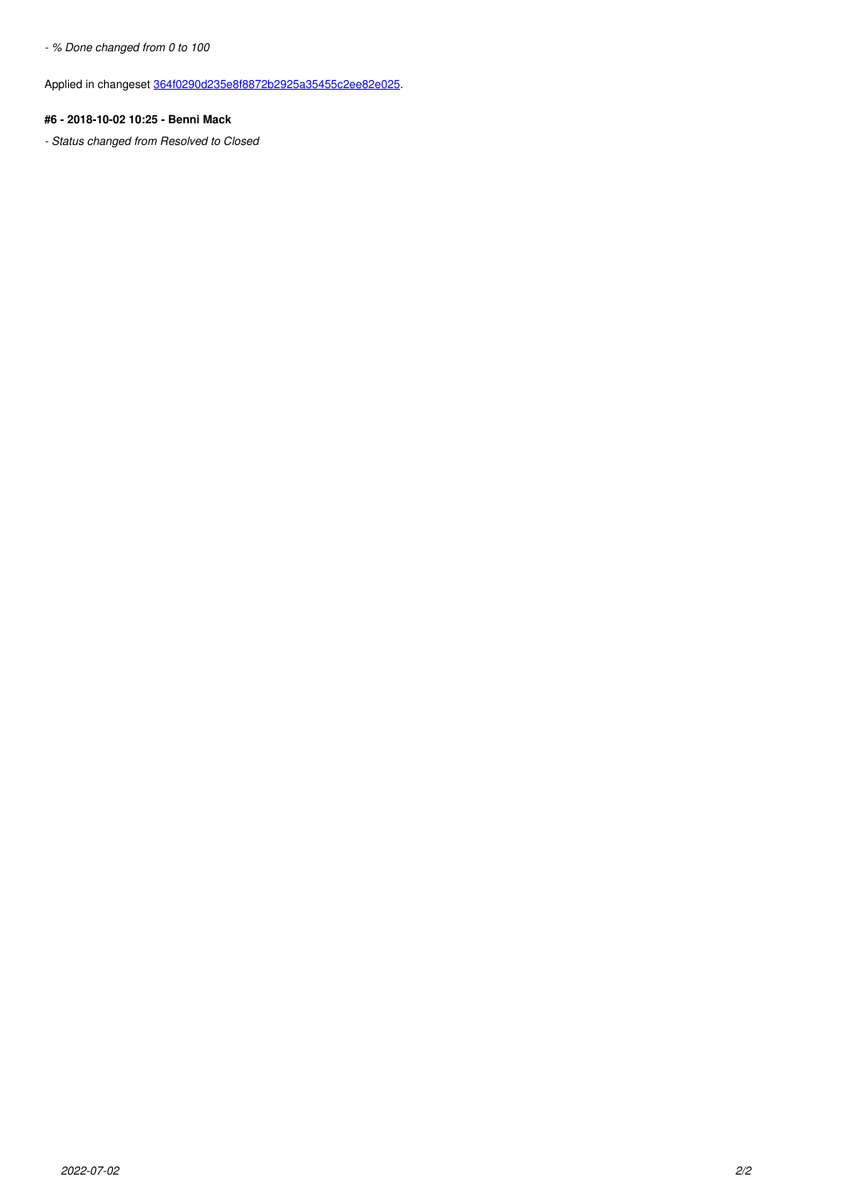*- % Done changed from 0 to 100*

Applied in changeset [364f0290d235e8f8872b2925a35455c2ee82e025](364f0290d235e8f8872b2925a35455c2ee82e025).

**#6 - 2018-10-02 10:25 - Benni Mack**

*- Status changed from Resolved to Closed*